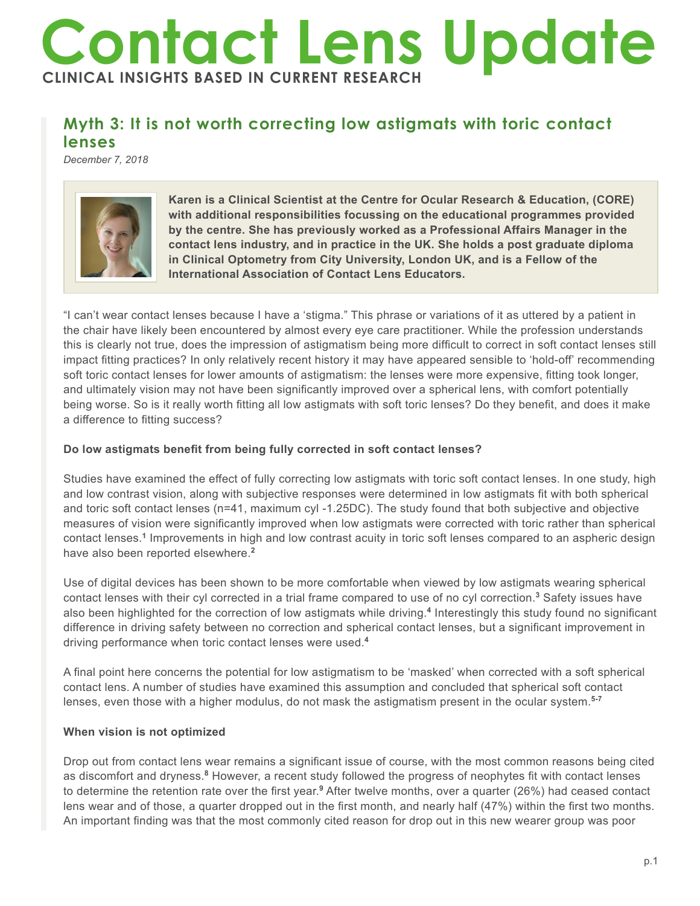# Contact Lens Update

**CLINICAL INSIGHTS BASED IN CURRENT RESEARCH**

## Myth 3: It is not worth correcting low astigmats with toric contact lenses

*December 7, 2018*

**Karen is a Clinical Scientist at the Centre for Ocular Research & Education, (CORE) with additional responsibilities focussing on the educational programmes provided by the centre. She has previously worked as a Professional Affairs Manager in the contact lens industry, and in practice in the UK. She holds a post graduate diploma in Clinical Optometry from City University, London UK, and is a Fellow of the International Association of Contact Lens Educators.**

"I can't wear contact lenses because I have a 'stigma." This phrase or variations of it as uttered by a patient in the chair have likely been encountered by almost every eye care practitioner. While the profession understands this is clearly not true, does the impression of astigmatism being more difficult to correct in soft contact lenses still impact fitting practices? In only relatively recent history it may have appeared sensible to 'hold-off' recommending soft toric contact lenses for lower amounts of astigmatism: the lenses were more expensive, fitting took longer, and ultimately vision may not have been significantly improved over a spherical lens, with comfort potentially being worse. So is it really worth fitting all low astigmats with soft toric lenses? Do they benefit, and does it make a difference to fitting success?

**Do low astigmats benefit from being fully corrected in soft contact lenses?**

Studies have examined the effect of fully correcting low astigmats with toric soft contact lenses. In one study, high and low contrast vision, along with subjective responses were determined in low astigmats fit with both spherical and toric soft contact lenses (n=41, maximum cyl -1.25DC). The study found that both subjective and objective measures of vision were significantly improved when low astigmats were corrected with toric rather than spherical contact lenses.[1] Improvements in high and low contrast acuity in toric soft lenses compared to an aspheric design have also been reported elsewhere.[2]

Use of digital devices has been shown to be more comfortable when viewed by low astigmats wearing spherical contact lenses with their cyl corrected in a trial frame compared to use of no cyl correction.[3] Safety issues have also been highlighted for the correction of low astigmats while driving.[4] Interestingly this study found no significant difference in driving safety between no correction and spherical contact lenses, but a significant improvement in driving performance when toric contact lenses were used.[4]

A final point here concerns the potential for low astigmatism to be 'masked' when corrected with a soft spherical contact lens. A number of studies have examined this assumption and concluded that spherical soft contact lenses, even those with a higher modulus, do not mask the astigmatism present in the ocular system.[5-7]

**When vision is not optimized**

Drop out from contact lens wear remains a significant issue of course, with the most common reasons being cited as discomfort and dryness.[8] However, a recent study followed the progress of neophytes fit with contact lenses to determine the retention rate over the first year.[9] After twelve months, over a quarter (26%) had ceased contact lens wear and of those, a quarter dropped out in the first month, and nearly half (47%) within the first two months. An important finding was that the most commonly cited reason for drop out in this new wearer group was poor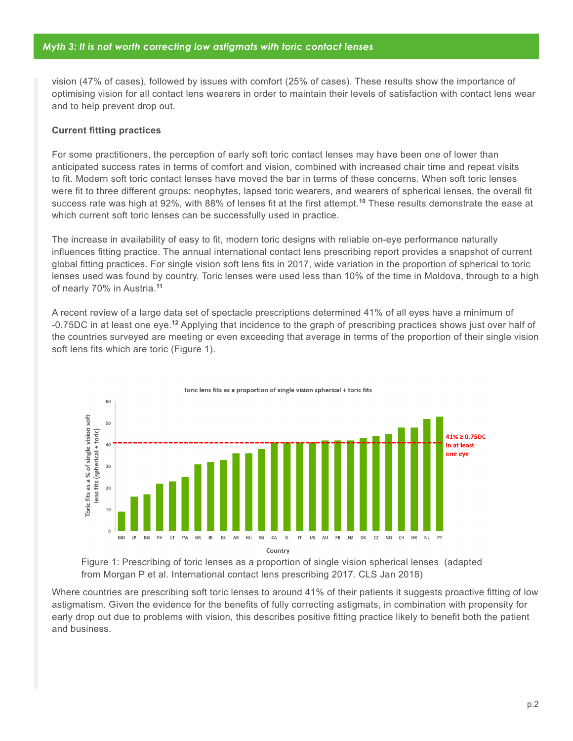*Myth 3: It is not worth correcting low astigmats with toric contact lenses*

vision (47% of cases), followed by issues with comfort (25% of cases). These results show the importance of optimising vision for all contact lens wearers in order to maintain their levels of satisfaction with contact lens wear and to help prevent drop out.

**Current fitting practices**

For some practitioners, the perception of early soft toric contact lenses may have been one of lower than anticipated success rates in terms of comfort and vision, combined with increased chair time and repeat visits to fit. Modern soft toric contact lenses have moved the bar in terms of these concerns. When soft toric lenses were fit to three different groups: neophytes, lapsed toric wearers, and wearers of spherical lenses, the overall fit success rate was high at 92%, with 88% of lenses fit at the first attempt.[10] These results demonstrate the ease at which current soft toric lenses can be successfully used in practice.

The increase in availability of easy to fit, modern toric designs with reliable on-eye performance naturally influences fitting practice. The annual international contact lens prescribing report provides a snapshot of current global fitting practices. For single vision soft lens fits in 2017, wide variation in the proportion of spherical to toric lenses used was found by country. Toric lenses were used less than 10% of the time in Moldova, through to a high of nearly 70% in Austria.[11]

A recent review of a large data set of spectacle prescriptions determined 41% of all eyes have a minimum of -0.75DC in at least one eye.[12] Applying that incidence to the graph of prescribing practices shows just over half of the countries surveyed are meeting or even exceeding that average in terms of the proportion of their single vision soft lens fits which are toric (Figure 1).

Figure 1: Prescribing of toric lenses as a proportion of single vision spherical lenses (adapted from Morgan P et al. International contact lens prescribing 2017. CLS Jan 2018)

Where countries are prescribing soft toric lenses to around 41% of their patients it suggests proactive fitting of low astigmatism. Given the evidence for the benefits of fully correcting astigmats, in combination with propensity for early drop out due to problems with vision, this describes positive fitting practice likely to benefit both the patient and business.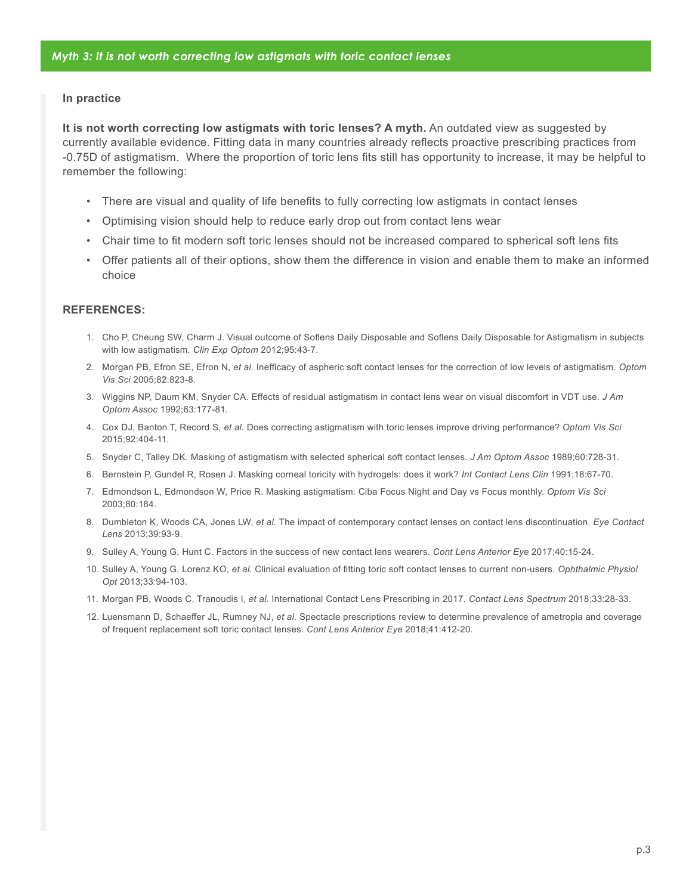## *Myth 3: It is not worth correcting low astigmats with toric contact lenses*

**In practice**

**It is not worth correcting low astigmats with toric lenses? A myth.** An outdated view as suggested by currently available evidence. Fitting data in many countries already reflects proactive prescribing practices from -0.75D of astigmatism. Where the proportion of toric lens fits still has opportunity to increase, it may be helpful to remember the following:

- There are visual and quality of life benefits to fully correcting low astigmats in contact lenses
- Optimising vision should help to reduce early drop out from contact lens wear
- Chair time to fit modern soft toric lenses should not be increased compared to spherical soft lens fits
- Offer patients all of their options, show them the difference in vision and enable them to make an informed choice

**REFERENCES:**

1. Cho P, Cheung SW, Charm J. Visual outcome of Soflens Daily Disposable and Soflens Daily Disposable for Astigmatism in subjects with low astigmatism. *Clin Exp Optom* 2012;95:43-7.
2. Morgan PB, Efron SE, Efron N, *et al.* Inefficacy of aspheric soft contact lenses for the correction of low levels of astigmatism. *Optom Vis Sci* 2005;82:823-8.
3. Wiggins NP, Daum KM, Snyder CA. Effects of residual astigmatism in contact lens wear on visual discomfort in VDT use. *J Am Optom Assoc* 1992;63:177-81.
4. Cox DJ, Banton T, Record S, *et al.* Does correcting astigmatism with toric lenses improve driving performance? *Optom Vis Sci* 2015;92:404-11.
5. Snyder C, Talley DK. Masking of astigmatism with selected spherical soft contact lenses. *J Am Optom Assoc* 1989;60:728-31.
6. Bernstein P, Gundel R, Rosen J. Masking corneal toricity with hydrogels: does it work? *Int Contact Lens Clin* 1991;18:67-70.
7. Edmondson L, Edmondson W, Price R. Masking astigmatism: Ciba Focus Night and Day vs Focus monthly. *Optom Vis Sci* 2003;80:184.
8. Dumbleton K, Woods CA, Jones LW, *et al.* The impact of contemporary contact lenses on contact lens discontinuation. *Eye Contact Lens* 2013;39:93-9.
9. Sulley A, Young G, Hunt C. Factors in the success of new contact lens wearers. *Cont Lens Anterior Eye* 2017;40:15-24.
10. Sulley A, Young G, Lorenz KO, *et al.* Clinical evaluation of fitting toric soft contact lenses to current non-users. *Ophthalmic Physiol Opt* 2013;33:94-103.
11. Morgan PB, Woods C, Tranoudis I, *et al.* International Contact Lens Prescribing in 2017. *Contact Lens Spectrum* 2018;33:28-33.
12. Luensmann D, Schaeffer JL, Rumney NJ, *et al.* Spectacle prescriptions review to determine prevalence of ametropia and coverage of frequent replacement soft toric contact lenses. *Cont Lens Anterior Eye* 2018;41:412-20.